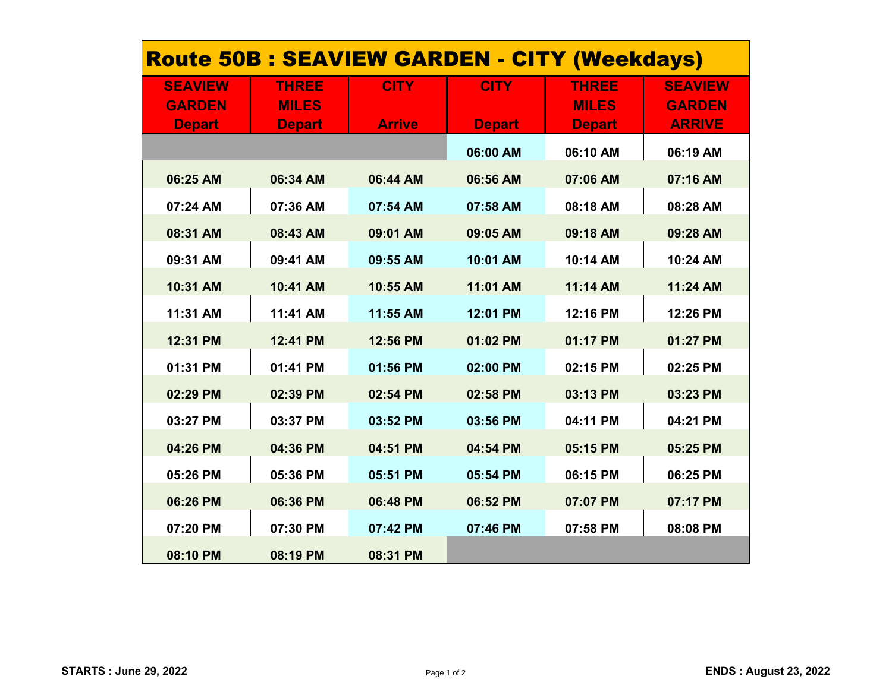# Route 50B : SEAVIEW GARDEN - CITY (Weekdays)

| SEAVIEW GARDEN Depart | THREE MILES Depart | CITY Arrive | CITY Depart | THREE MILES Depart | SEAVIEW GARDEN ARRIVE |
|---|---|---|---|---|---|
| | | | 06:00 AM | 06:10 AM | 06:19 AM |
| 06:25 AM | 06:34 AM | 06:44 AM | 06:56 AM | 07:06 AM | 07:16 AM |
| 07:24 AM | 07:36 AM | 07:54 AM | 07:58 AM | 08:18 AM | 08:28 AM |
| 08:31 AM | 08:43 AM | 09:01 AM | 09:05 AM | 09:18 AM | 09:28 AM |
| 09:31 AM | 09:41 AM | 09:55 AM | 10:01 AM | 10:14 AM | 10:24 AM |
| 10:31 AM | 10:41 AM | 10:55 AM | 11:01 AM | 11:14 AM | 11:24 AM |
| 11:31 AM | 11:41 AM | 11:55 AM | 12:01 PM | 12:16 PM | 12:26 PM |
| 12:31 PM | 12:41 PM | 12:56 PM | 01:02 PM | 01:17 PM | 01:27 PM |
| 01:31 PM | 01:41 PM | 01:56 PM | 02:00 PM | 02:15 PM | 02:25 PM |
| 02:29 PM | 02:39 PM | 02:54 PM | 02:58 PM | 03:13 PM | 03:23 PM |
| 03:27 PM | 03:37 PM | 03:52 PM | 03:56 PM | 04:11 PM | 04:21 PM |
| 04:26 PM | 04:36 PM | 04:51 PM | 04:54 PM | 05:15 PM | 05:25 PM |
| 05:26 PM | 05:36 PM | 05:51 PM | 05:54 PM | 06:15 PM | 06:25 PM |
| 06:26 PM | 06:36 PM | 06:48 PM | 06:52 PM | 07:07 PM | 07:17 PM |
| 07:20 PM | 07:30 PM | 07:42 PM | 07:46 PM | 07:58 PM | 08:08 PM |
| 08:10 PM | 08:19 PM | 08:31 PM | | | |

**STARTS : June 29, 2022**

**ENDS : August 23, 2022**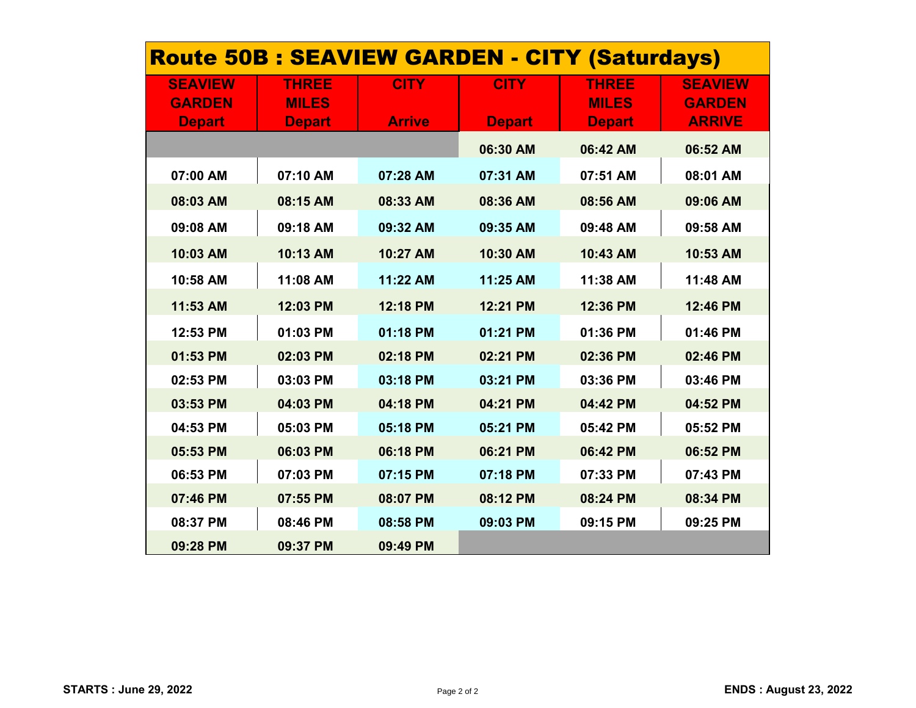# Route 50B : SEAVIEW GARDEN - CITY (Saturdays)

| SEAVIEW GARDEN Depart | THREE MILES Depart | CITY Arrive | CITY Depart | THREE MILES Depart | SEAVIEW GARDEN ARRIVE |
|---|---|---|---|---|---|
| | | | 06:30 AM | 06:42 AM | 06:52 AM |
| 07:00 AM | 07:10 AM | 07:28 AM | 07:31 AM | 07:51 AM | 08:01 AM |
| 08:03 AM | 08:15 AM | 08:33 AM | 08:36 AM | 08:56 AM | 09:06 AM |
| 09:08 AM | 09:18 AM | 09:32 AM | 09:35 AM | 09:48 AM | 09:58 AM |
| 10:03 AM | 10:13 AM | 10:27 AM | 10:30 AM | 10:43 AM | 10:53 AM |
| 10:58 AM | 11:08 AM | 11:22 AM | 11:25 AM | 11:38 AM | 11:48 AM |
| 11:53 AM | 12:03 PM | 12:18 PM | 12:21 PM | 12:36 PM | 12:46 PM |
| 12:53 PM | 01:03 PM | 01:18 PM | 01:21 PM | 01:36 PM | 01:46 PM |
| 01:53 PM | 02:03 PM | 02:18 PM | 02:21 PM | 02:36 PM | 02:46 PM |
| 02:53 PM | 03:03 PM | 03:18 PM | 03:21 PM | 03:36 PM | 03:46 PM |
| 03:53 PM | 04:03 PM | 04:18 PM | 04:21 PM | 04:42 PM | 04:52 PM |
| 04:53 PM | 05:03 PM | 05:18 PM | 05:21 PM | 05:42 PM | 05:52 PM |
| 05:53 PM | 06:03 PM | 06:18 PM | 06:21 PM | 06:42 PM | 06:52 PM |
| 06:53 PM | 07:03 PM | 07:15 PM | 07:18 PM | 07:33 PM | 07:43 PM |
| 07:46 PM | 07:55 PM | 08:07 PM | 08:12 PM | 08:24 PM | 08:34 PM |
| 08:37 PM | 08:46 PM | 08:58 PM | 09:03 PM | 09:15 PM | 09:25 PM |
| 09:28 PM | 09:37 PM | 09:49 PM | | | |

**STARTS : June 29, 2022**

**ENDS : August 23, 2022**